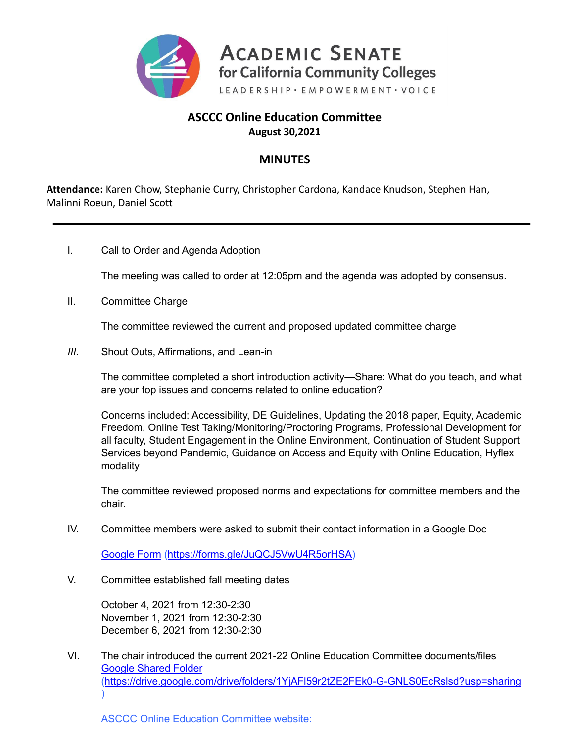# Academic Senate for California Community Colleges

LEADERSHIP · EMPOWERMENT · VOICE

## ASCCC Online Education Committee

**August 30,2021**

## MINUTES

**Attendance:** Karen Chow, Stephanie Curry, Christopher Cardona, Kandace Knudson, Stephen Han, Malinni Roeun, Daniel Scott

---

I. Call to Order and Agenda Adoption

The meeting was called to order at 12:05pm and the agenda was adopted by consensus.

II. Committee Charge

The committee reviewed the current and proposed updated committee charge

*III.* Shout Outs, Affirmations, and Lean-in

The committee completed a short introduction activity—Share: What do you teach, and what are your top issues and concerns related to online education?

Concerns included: Accessibility, DE Guidelines, Updating the 2018 paper, Equity, Academic Freedom, Online Test Taking/Monitoring/Proctoring Programs, Professional Development for all faculty, Student Engagement in the Online Environment, Continuation of Student Support Services beyond Pandemic, Guidance on Access and Equity with Online Education, Hyflex modality

The committee reviewed proposed norms and expectations for committee members and the chair.

IV. Committee members were asked to submit their contact information in a Google Doc

[Google Form](https://forms.gle/JuQCJ5VwU4R5orHSA) (https://forms.gle/JuQCJ5VwU4R5orHSA)

V. Committee established fall meeting dates

October 4, 2021 from 12:30-2:30
November 1, 2021 from 12:30-2:30
December 6, 2021 from 12:30-2:30

VI. The chair introduced the current 2021-22 Online Education Committee documents/files
[Google Shared Folder](https://drive.google.com/drive/folders/1YjAFI59r2tZE2FEk0-G-GNLS0EcRslsd?usp=sharing)
(https://drive.google.com/drive/folders/1YjAFI59r2tZE2FEk0-G-GNLS0EcRslsd?usp=sharing)

ASCCC Online Education Committee website: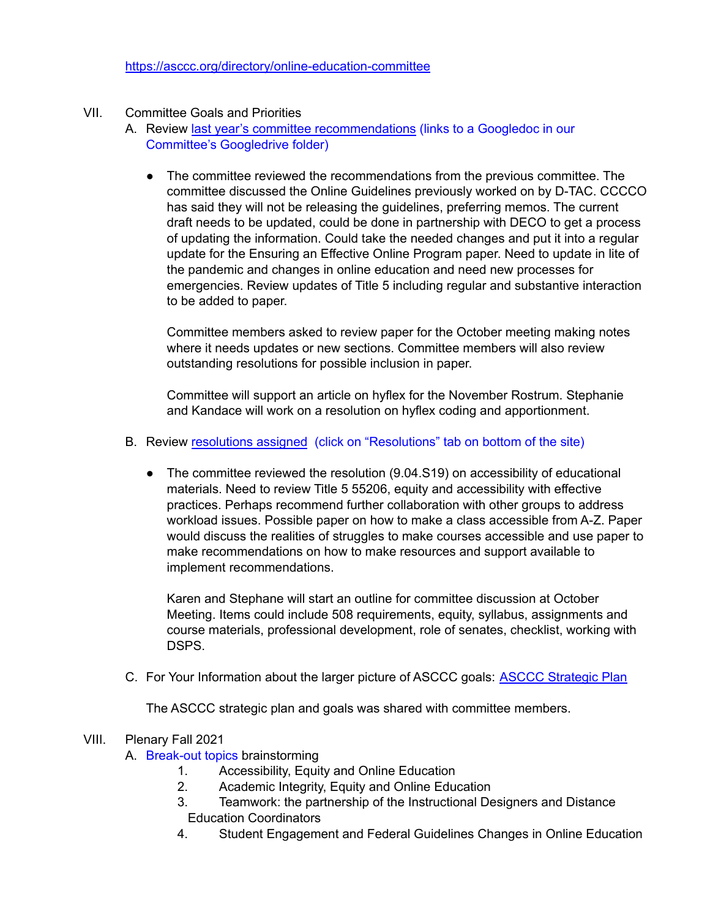https://asccc.org/directory/online-education-committee

VII. Committee Goals and Priorities

A. Review last year's committee recommendations (links to a Googledoc in our Committee's Googledrive folder)

- The committee reviewed the recommendations from the previous committee. The committee discussed the Online Guidelines previously worked on by D-TAC. CCCCO has said they will not be releasing the guidelines, preferring memos. The current draft needs to be updated, could be done in partnership with DECO to get a process of updating the information. Could take the needed changes and put it into a regular update for the Ensuring an Effective Online Program paper. Need to update in lite of the pandemic and changes in online education and need new processes for emergencies. Review updates of Title 5 including regular and substantive interaction to be added to paper.

  Committee members asked to review paper for the October meeting making notes where it needs updates or new sections. Committee members will also review outstanding resolutions for possible inclusion in paper.

  Committee will support an article on hyflex for the November Rostrum. Stephanie and Kandace will work on a resolution on hyflex coding and apportionment.

B. Review resolutions assigned (click on "Resolutions" tab on bottom of the site)

- The committee reviewed the resolution (9.04.S19) on accessibility of educational materials. Need to review Title 5 55206, equity and accessibility with effective practices. Perhaps recommend further collaboration with other groups to address workload issues. Possible paper on how to make a class accessible from A-Z. Paper would discuss the realities of struggles to make courses accessible and use paper to make recommendations on how to make resources and support available to implement recommendations.

  Karen and Stephane will start an outline for committee discussion at October Meeting. Items could include 508 requirements, equity, syllabus, assignments and course materials, professional development, role of senates, checklist, working with DSPS.

C. For Your Information about the larger picture of ASCCC goals: ASCCC Strategic Plan

   The ASCCC strategic plan and goals was shared with committee members.

VIII. Plenary Fall 2021

A. Break-out topics brainstorming

   1. Accessibility, Equity and Online Education
   2. Academic Integrity, Equity and Online Education
   3. Teamwork: the partnership of the Instructional Designers and Distance Education Coordinators
   4. Student Engagement and Federal Guidelines Changes in Online Education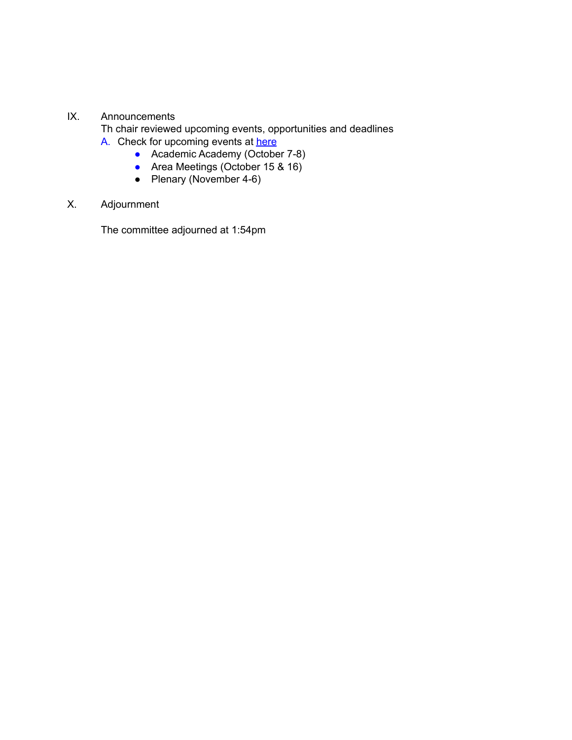IX. Announcements

Th chair reviewed upcoming events, opportunities and deadlines

A. Check for upcoming events at here

- Academic Academy (October 7-8)
- Area Meetings (October 15 & 16)
- Plenary (November 4-6)

X. Adjournment

The committee adjourned at 1:54pm